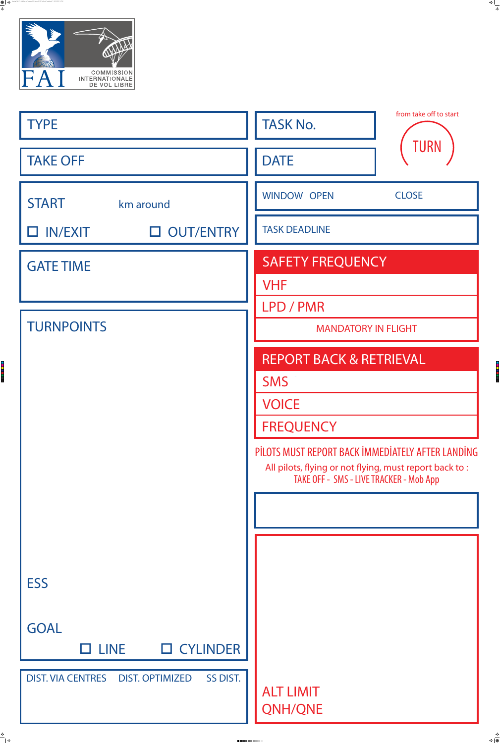FAI COMMISSION INTERNATIONALE DE VOL LIBRE

TYPE

TAKE OFF

START km around

☐ IN/EXIT ☐ OUT/ENTRY

GATE TIME

TURNPOINTS

ESS

GOAL

☐ LINE ☐ CYLINDER

DIST. VIA CENTRES DIST. OPTIMIZED SS DIST.

TASK No.

DATE

from take off to start

TURN

WINDOW OPEN CLOSE

TASK DEADLINE

SAFETY FREQUENCY

VHF

LPD / PMR

MANDATORY IN FLIGHT

REPORT BACK & RETRIEVAL

SMS

VOICE

FREQUENCY

PİLOTS MUST REPORT BACK İMMEDİATELY AFTER LANDİNG

All pilots, flying or not flying, must report back to :
TAKE OFF - SMS - LIVE TRACKER - Mob App

ALT LIMIT
QNH/QNE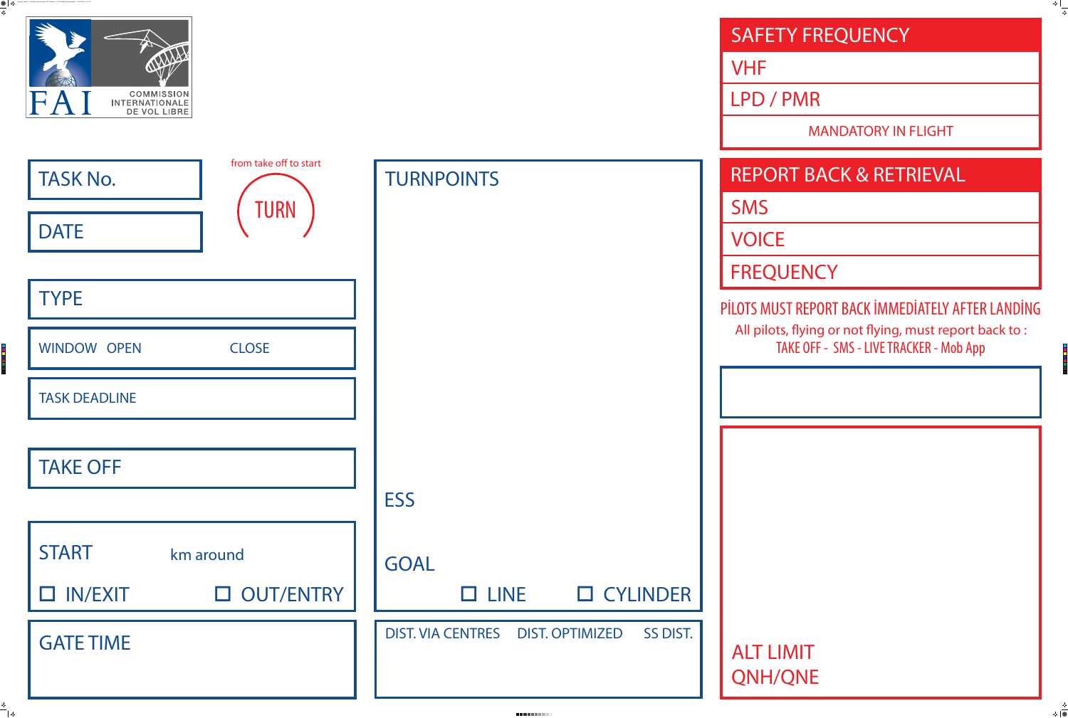FAI
COMMISSION INTERNATIONALE DE VOL LIBRE

TASK No.

DATE

from take off to start

TURN

TYPE

WINDOW OPEN CLOSE

TASK DEADLINE

TAKE OFF

START km around

☐ IN/EXIT ☐ OUT/ENTRY

GATE TIME

TURNPOINTS

ESS

GOAL

☐ LINE ☐ CYLINDER

DIST. VIA CENTRES DIST. OPTIMIZED SS DIST.

## SAFETY FREQUENCY

VHF

LPD / PMR

MANDATORY IN FLIGHT

## REPORT BACK & RETRIEVAL

SMS

VOICE

FREQUENCY

PİLOTS MUST REPORT BACK İMMEDİATELY AFTER LANDİNG

All pilots, flying or not flying, must report back to :
TAKE OFF - SMS - LIVE TRACKER - Mob App

ALT LIMIT
QNH/QNE